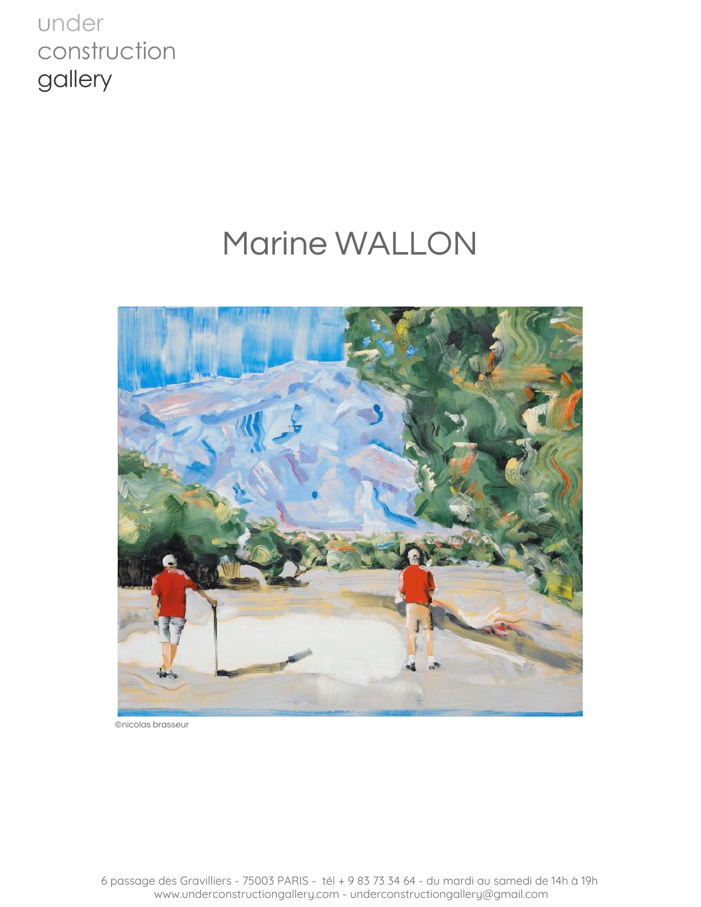under
construction
gallery

# Marine WALLON

©nicolas brasseur

6 passage des Gravilliers - 75003 PARIS - tél + 9 83 73 34 64 - du mardi au samedi de 14h à 19h
www.underconstructiongallery.com - underconstructiongallery@gmail.com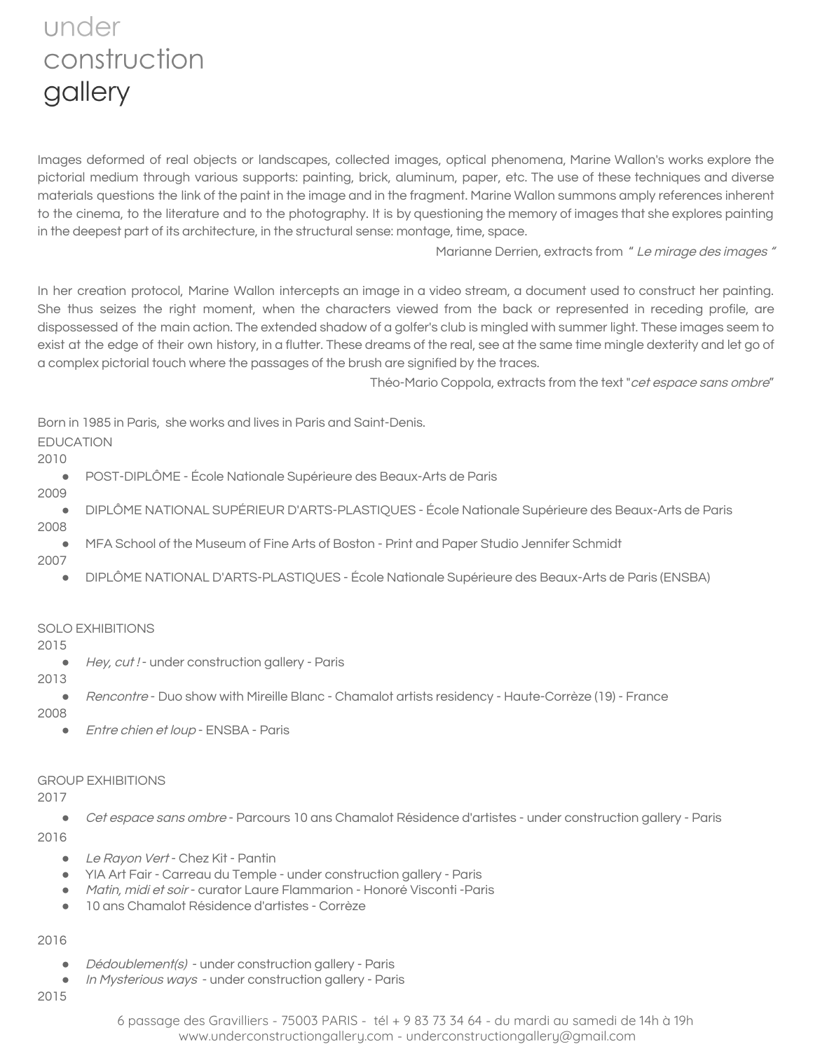under
construction
gallery

Images deformed of real objects or landscapes, collected images, optical phenomena, Marine Wallon's works explore the pictorial medium through various supports: painting, brick, aluminum, paper, etc. The use of these techniques and diverse materials questions the link of the paint in the image and in the fragment. Marine Wallon summons amply references inherent to the cinema, to the literature and to the photography. It is by questioning the memory of images that she explores painting in the deepest part of its architecture, in the structural sense: montage, time, space.

Marianne Derrien, extracts from " *Le mirage des images* "

In her creation protocol, Marine Wallon intercepts an image in a video stream, a document used to construct her painting. She thus seizes the right moment, when the characters viewed from the back or represented in receding profile, are dispossessed of the main action. The extended shadow of a golfer's club is mingled with summer light. These images seem to exist at the edge of their own history, in a flutter. These dreams of the real, see at the same time mingle dexterity and let go of a complex pictorial touch where the passages of the brush are signified by the traces.

Théo-Mario Coppola, extracts from the text "*cet espace sans ombre*"

Born in 1985 in Paris, she works and lives in Paris and Saint-Denis.

EDUCATION

2010

- POST-DIPLÔME - École Nationale Supérieure des Beaux-Arts de Paris

2009

- DIPLÔME NATIONAL SUPÉRIEUR D'ARTS-PLASTIQUES - École Nationale Supérieure des Beaux-Arts de Paris

2008

- MFA School of the Museum of Fine Arts of Boston - Print and Paper Studio Jennifer Schmidt

2007

- DIPLÔME NATIONAL D'ARTS-PLASTIQUES - École Nationale Supérieure des Beaux-Arts de Paris (ENSBA)

SOLO EXHIBITIONS

2015

- *Hey, cut !* - under construction gallery - Paris

2013

- *Rencontre* - Duo show with Mireille Blanc - Chamalot artists residency - Haute-Corrèze (19) - France

2008

- *Entre chien et loup* - ENSBA - Paris

GROUP EXHIBITIONS

2017

- *Cet espace sans ombre* - Parcours 10 ans Chamalot Résidence d'artistes - under construction gallery - Paris

2016

- *Le Rayon Vert* - Chez Kit - Pantin
- YIA Art Fair - Carreau du Temple - under construction gallery - Paris
- *Matin, midi et soir* - curator Laure Flammarion - Honoré Visconti -Paris
- 10 ans Chamalot Résidence d'artistes - Corrèze

2016

- *Dédoublement(s)* - under construction gallery - Paris
- *In Mysterious ways* - under construction gallery - Paris

2015

6 passage des Gravilliers - 75003 PARIS - tél + 9 83 73 34 64 - du mardi au samedi de 14h à 19h
www.underconstructiongallery.com - underconstructiongallery@gmail.com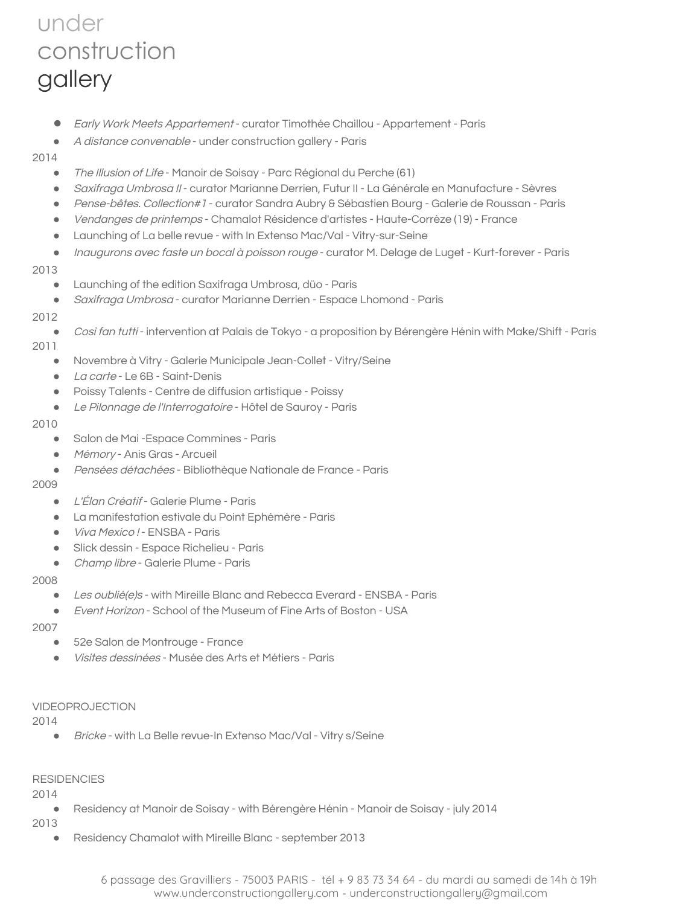under
construction
gallery

- *Early Work Meets Appartement* - curator Timothée Chaillou - Appartement - Paris
- *A distance convenable* - under construction gallery - Paris

2014

- *The Illusion of Life* - Manoir de Soisay - Parc Régional du Perche (61)
- *Saxifraga Umbrosa II* - curator Marianne Derrien, Futur II - La Générale en Manufacture - Sèvres
- *Pense-bêtes. Collection#1* - curator Sandra Aubry & Sébastien Bourg - Galerie de Roussan - Paris
- *Vendanges de printemps* - Chamalot Résidence d'artistes - Haute-Corrèze (19) - France
- Launching of La belle revue - with In Extenso Mac/Val - Vitry-sur-Seine
- *Inaugurons avec faste un bocal à poisson rouge* - curator M. Delage de Luget - Kurt-forever - Paris

2013

- Launching of the edition Saxifraga Umbrosa, düo - Paris
- *Saxifraga Umbrosa* - curator Marianne Derrien - Espace Lhomond - Paris

2012

- *Cosi fan tutti* - intervention at Palais de Tokyo - a proposition by Bérengère Hénin with Make/Shift - Paris

2011

- Novembre à Vitry - Galerie Municipale Jean-Collet - Vitry/Seine
- *La carte* - Le 6B - Saint-Denis
- Poissy Talents - Centre de diffusion artistique - Poissy
- *Le Pilonnage de l'Interrogatoire* - Hôtel de Sauroy - Paris

2010

- Salon de Mai -Espace Commines - Paris
- *Mémory* - Anis Gras - Arcueil
- *Pensées détachées* - Bibliothèque Nationale de France - Paris

2009

- *L'Élan Créatif* - Galerie Plume - Paris
- La manifestation estivale du Point Ephémère - Paris
- *Viva Mexico !* - ENSBA - Paris
- Slick dessin - Espace Richelieu - Paris
- *Champ libre* - Galerie Plume - Paris

2008

- *Les oublié(e)s* - with Mireille Blanc and Rebecca Everard - ENSBA - Paris
- *Event Horizon* - School of the Museum of Fine Arts of Boston - USA

2007

- 52e Salon de Montrouge - France
- *Visites dessinées* - Musée des Arts et Métiers - Paris

VIDEOPROJECTION

2014

- *Bricke* - with La Belle revue-In Extenso Mac/Val - Vitry s/Seine

RESIDENCIES

2014

- Residency at Manoir de Soisay - with Bérengère Hénin - Manoir de Soisay - july 2014

2013

- Residency Chamalot with Mireille Blanc - september 2013

6 passage des Gravilliers - 75003 PARIS - tél + 9 83 73 34 64 - du mardi au samedi de 14h à 19h
www.underconstructiongallery.com - underconstructiongallery@gmail.com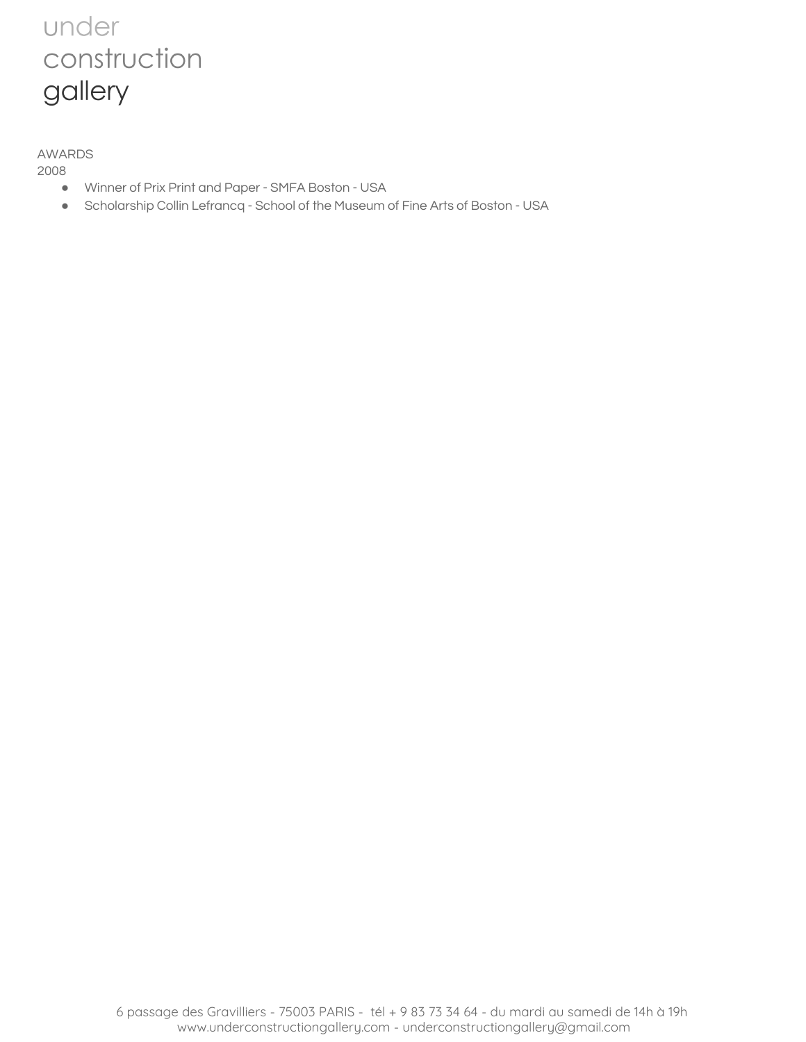AWARDS

2008

- Winner of Prix Print and Paper - SMFA Boston - USA
- Scholarship Collin Lefrancq - School of the Museum of Fine Arts of Boston - USA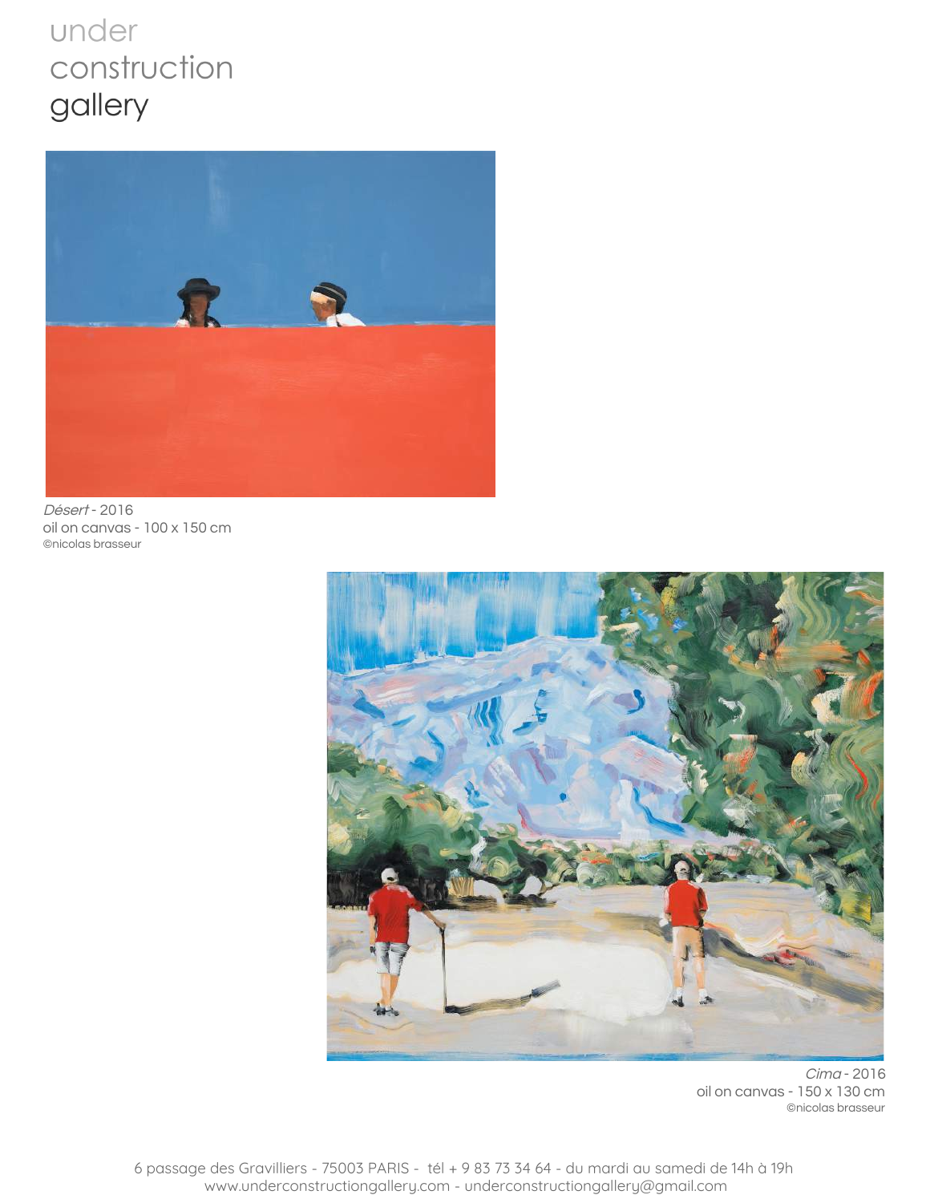*Désert* - 2016
oil on canvas - 100 x 150 cm
©nicolas brasseur

*Cima* - 2016
oil on canvas - 150 x 130 cm
©nicolas brasseur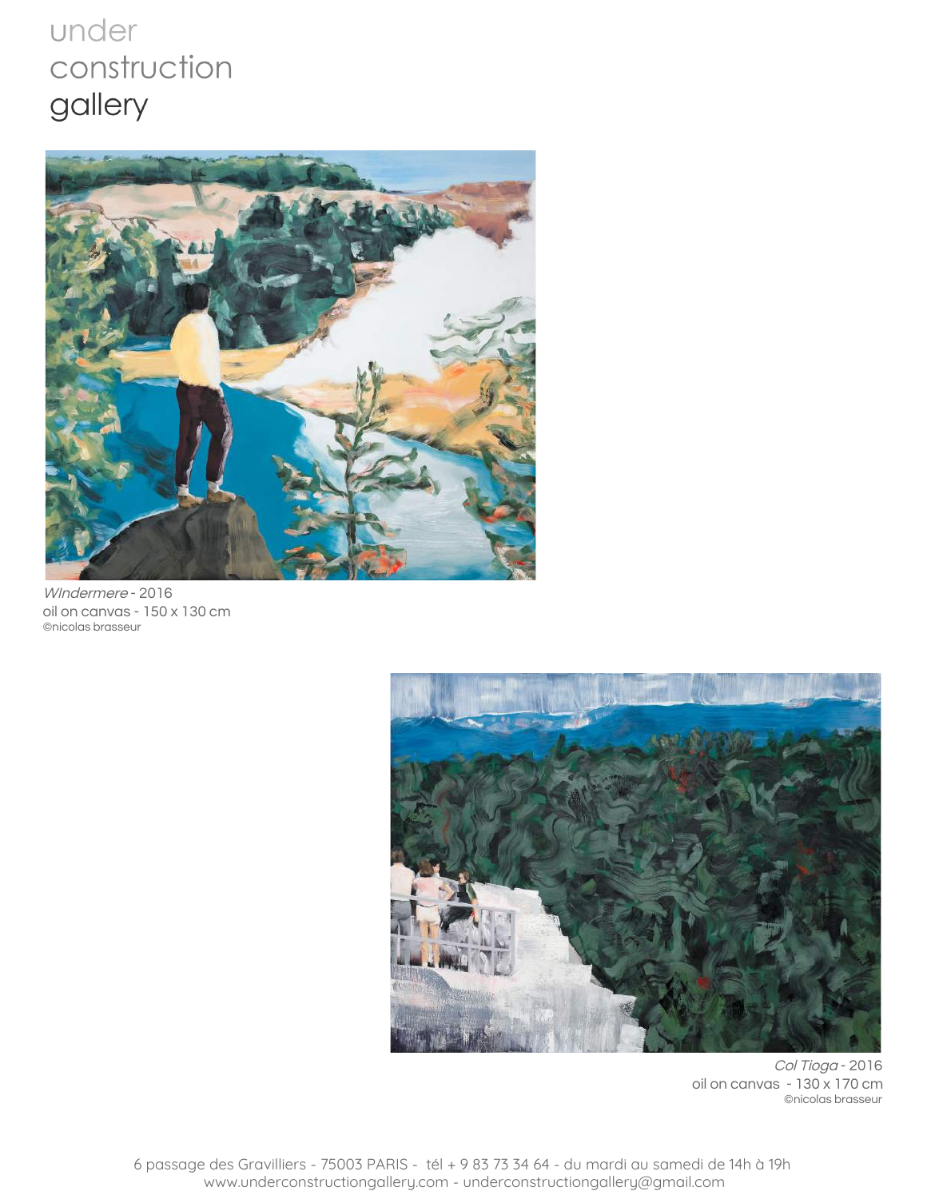under
construction
gallery

*WIndermere* - 2016
oil on canvas - 150 x 130 cm
©nicolas brasseur

*Col Tioga* - 2016
oil on canvas - 130 x 170 cm
©nicolas brasseur

6 passage des Gravilliers - 75003 PARIS - tél + 9 83 73 34 64 - du mardi au samedi de 14h à 19h
www.underconstructiongallery.com - underconstructiongallery@gmail.com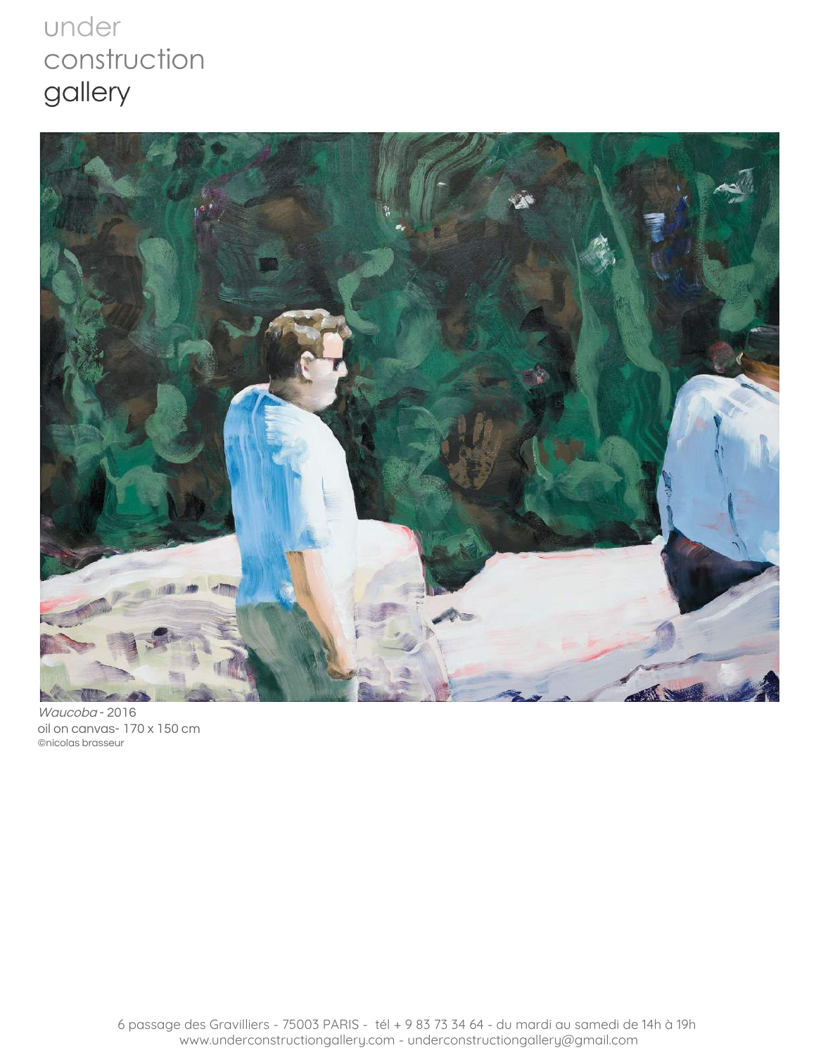under
construction
gallery

*Waucoba* - 2016
oil on canvas- 170 x 150 cm
©nicolas brasseur

6 passage des Gravilliers - 75003 PARIS - tél + 9 83 73 34 64 - du mardi au samedi de 14h à 19h
www.underconstructiongallery.com - underconstructiongallery@gmail.com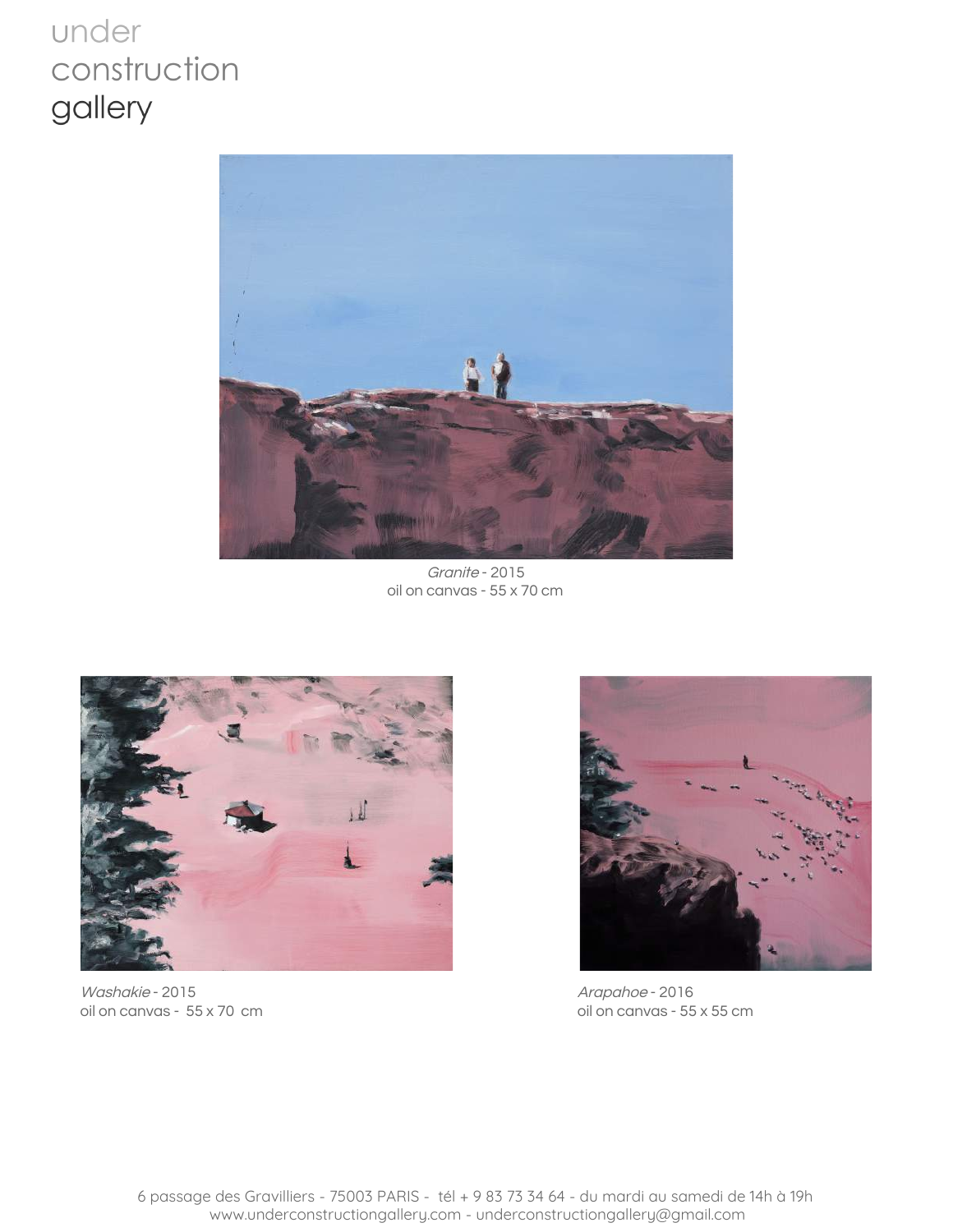under
construction
gallery

*Granite* - 2015
oil on canvas - 55 x 70 cm

*Washakie* - 2015
oil on canvas - 55 x 70 cm

*Arapahoe* - 2016
oil on canvas - 55 x 55 cm

6 passage des Gravilliers - 75003 PARIS - tél + 9 83 73 34 64 - du mardi au samedi de 14h à 19h
www.underconstructiongallery.com - underconstructiongallery@gmail.com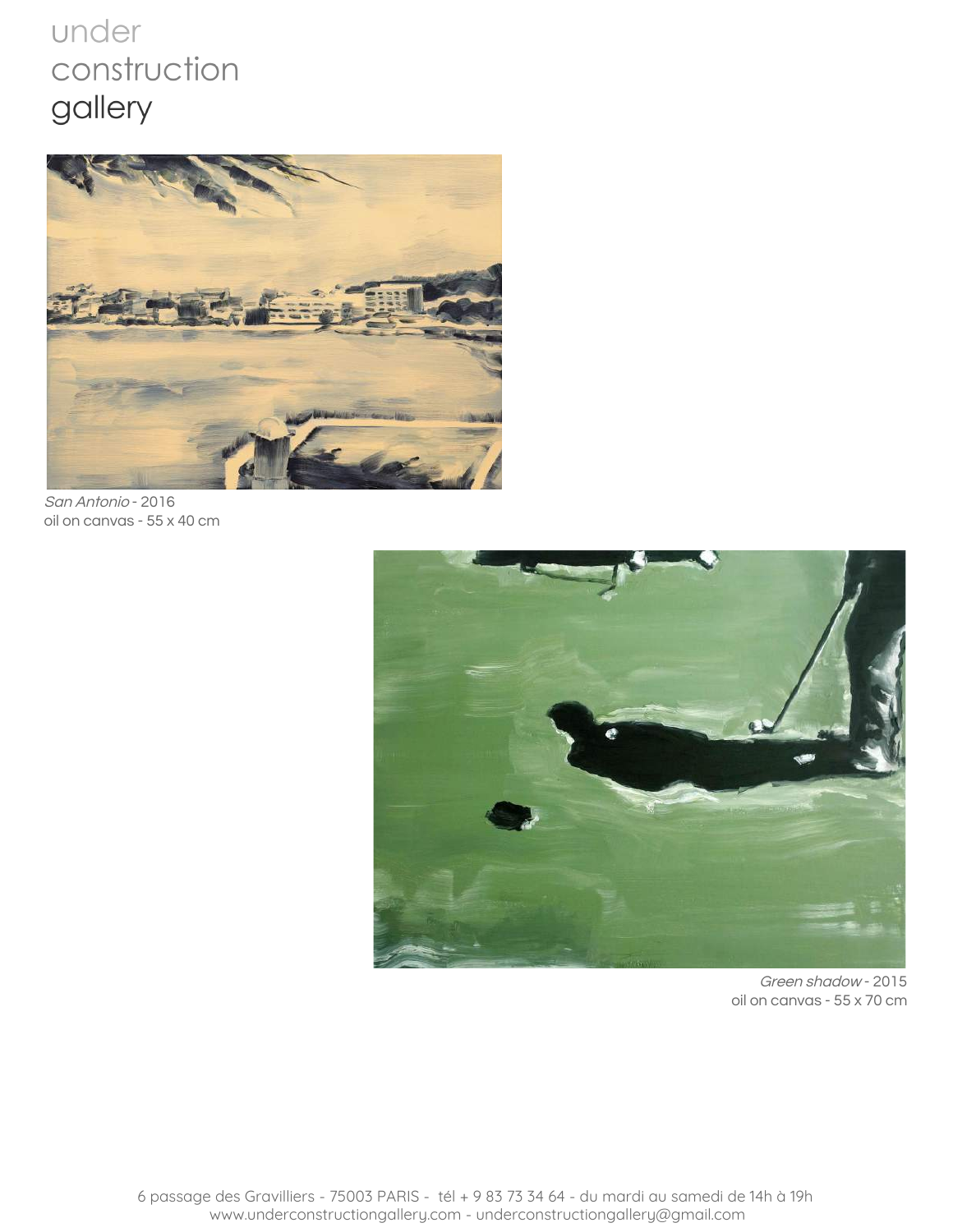under
construction
gallery

*San Antonio* - 2016
oil on canvas - 55 x 40 cm

*Green shadow* - 2015
oil on canvas - 55 x 70 cm

6 passage des Gravilliers - 75003 PARIS - tél + 9 83 73 34 64 - du mardi au samedi de 14h à 19h
www.underconstructiongallery.com - underconstructiongallery@gmail.com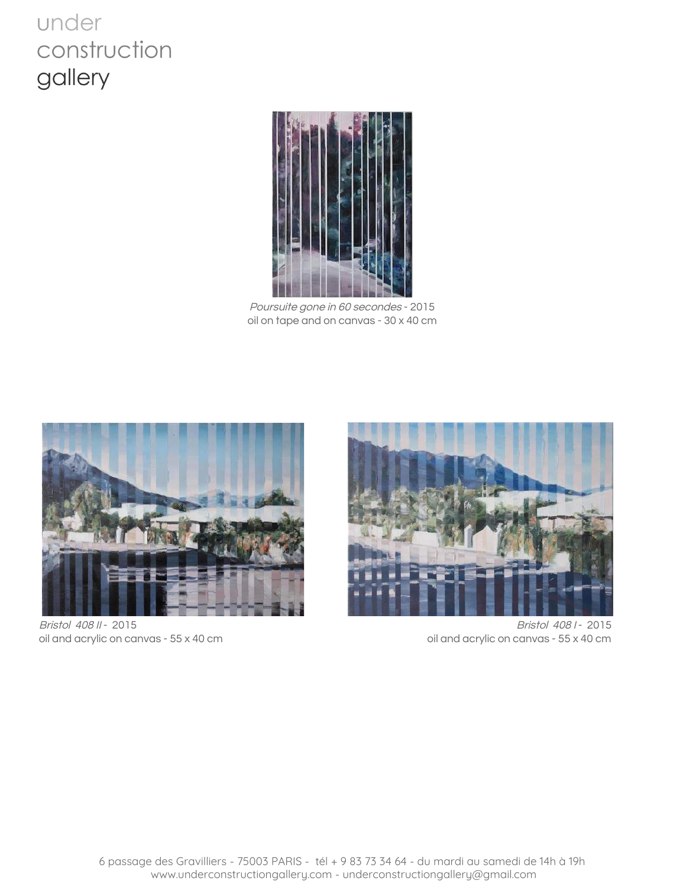*Poursuite gone in 60 secondes* - 2015
oil on tape and on canvas - 30 x 40 cm

*Bristol 408 II* - 2015
oil and acrylic on canvas - 55 x 40 cm

*Bristol 408 I* - 2015
oil and acrylic on canvas - 55 x 40 cm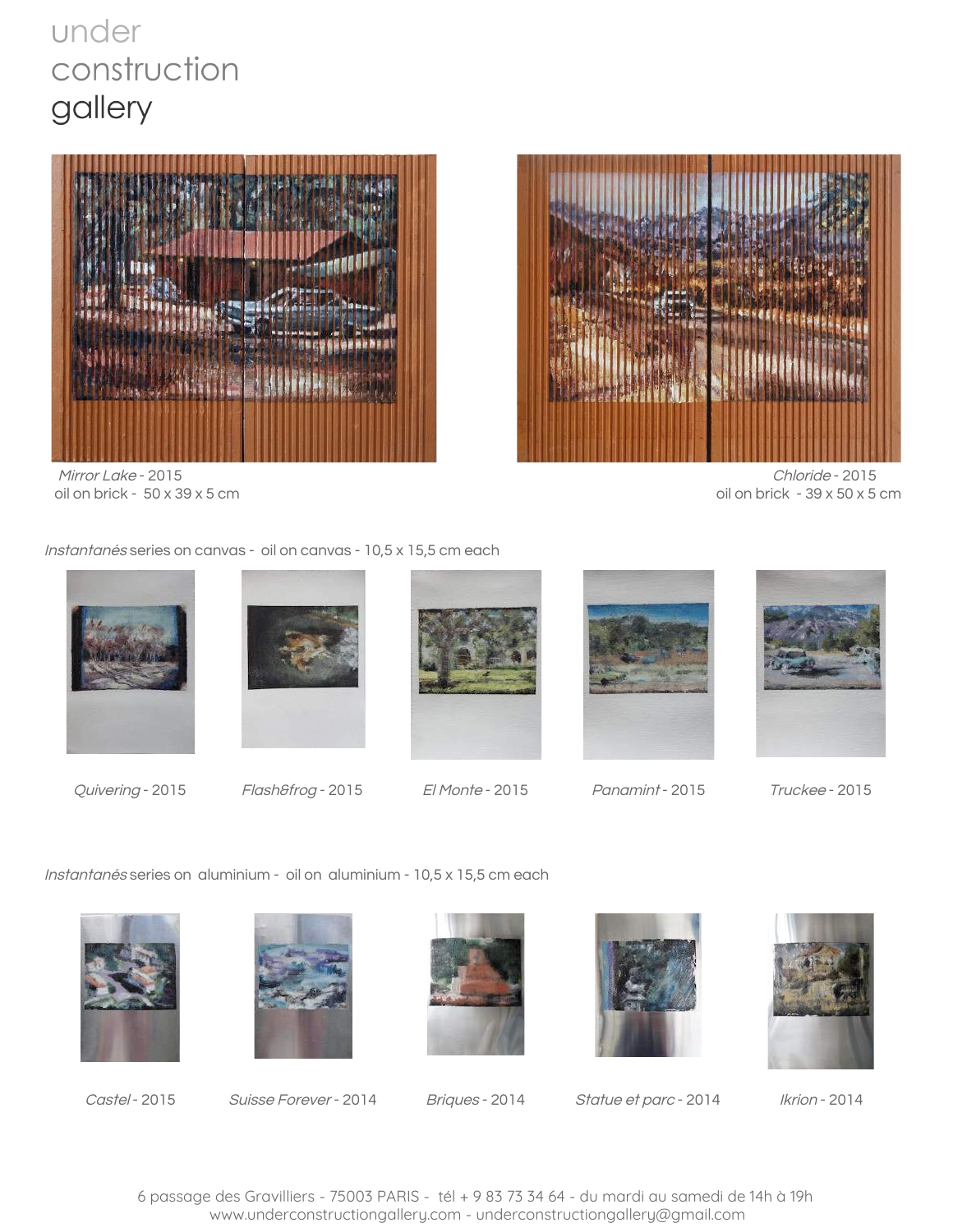under
construction
gallery

*Mirror Lake* - 2015
oil on brick - 50 x 39 x 5 cm

*Chloride* - 2015
oil on brick - 39 x 50 x 5 cm

*Instantanés* series on canvas - oil on canvas - 10,5 x 15,5 cm each

*Quivering* - 2015

*Flash&frog* - 2015

*El Monte* - 2015

*Panamint* - 2015

*Truckee* - 2015

*Instantanés* series on aluminium - oil on aluminium - 10,5 x 15,5 cm each

*Castel* - 2015

*Suisse Forever* - 2014

*Briques* - 2014

*Statue et parc* - 2014

*Ikrion* - 2014

6 passage des Gravilliers - 75003 PARIS - tél + 9 83 73 34 64 - du mardi au samedi de 14h à 19h
www.underconstructiongallery.com - underconstructiongallery@gmail.com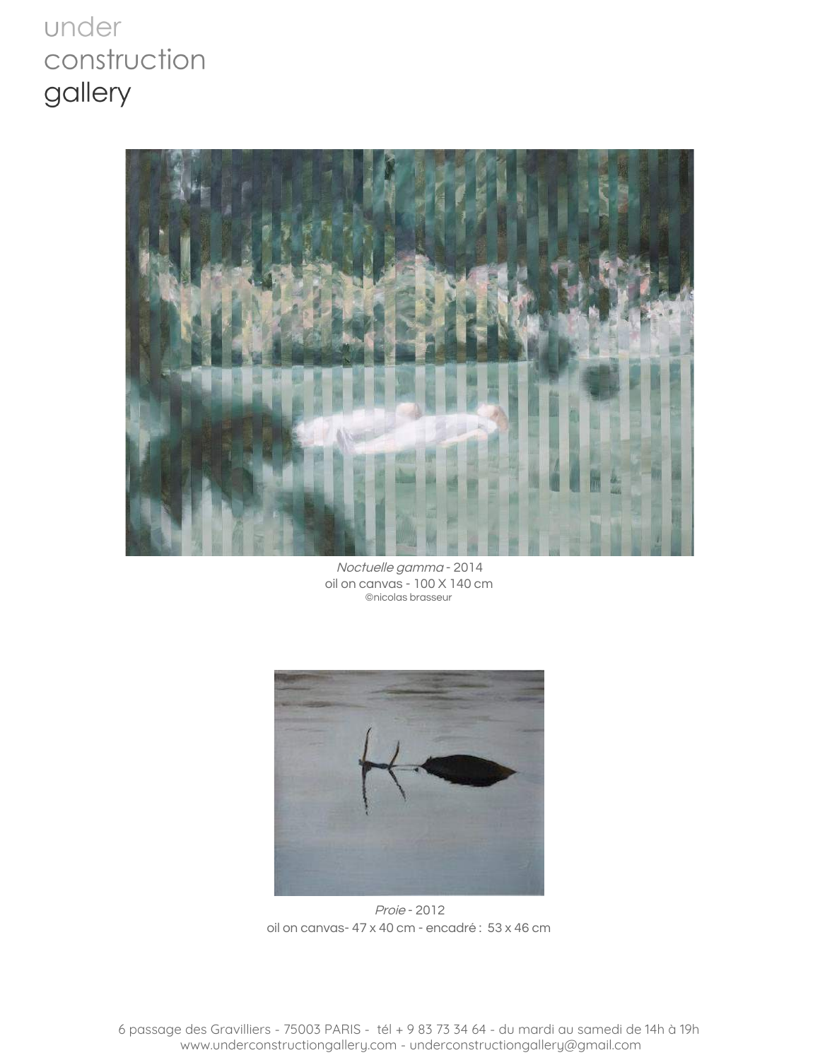under
construction
gallery

*Noctuelle gamma* - 2014
oil on canvas - 100 X 140 cm
©nicolas brasseur

*Proie* - 2012
oil on canvas- 47 x 40 cm - encadré : 53 x 46 cm

6 passage des Gravilliers - 75003 PARIS - tél + 9 83 73 34 64 - du mardi au samedi de 14h à 19h
www.underconstructiongallery.com - underconstructiongallery@gmail.com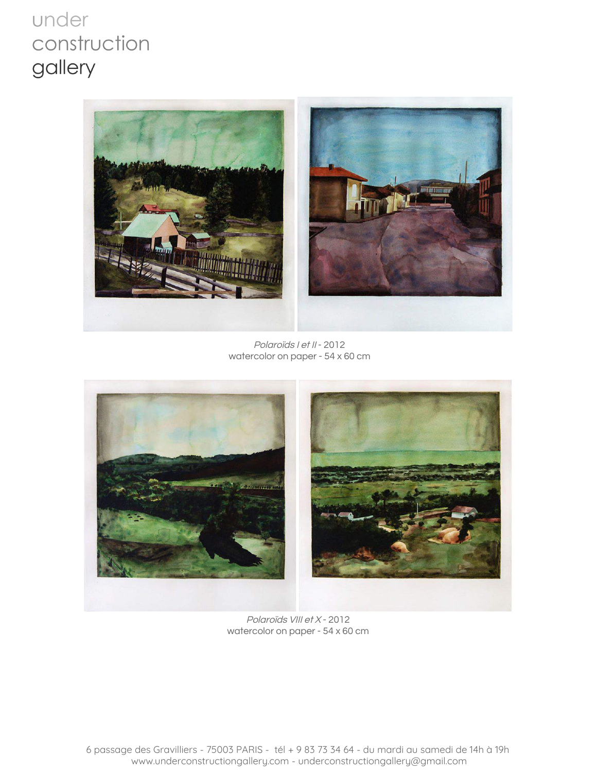under
construction
gallery

*Polaroïds I et II* - 2012
watercolor on paper - 54 x 60 cm

*Polaroïds VIII et X* - 2012
watercolor on paper - 54 x 60 cm

6 passage des Gravilliers - 75003 PARIS - tél + 9 83 73 34 64 - du mardi au samedi de 14h à 19h
www.underconstructiongallery.com - underconstructiongallery@gmail.com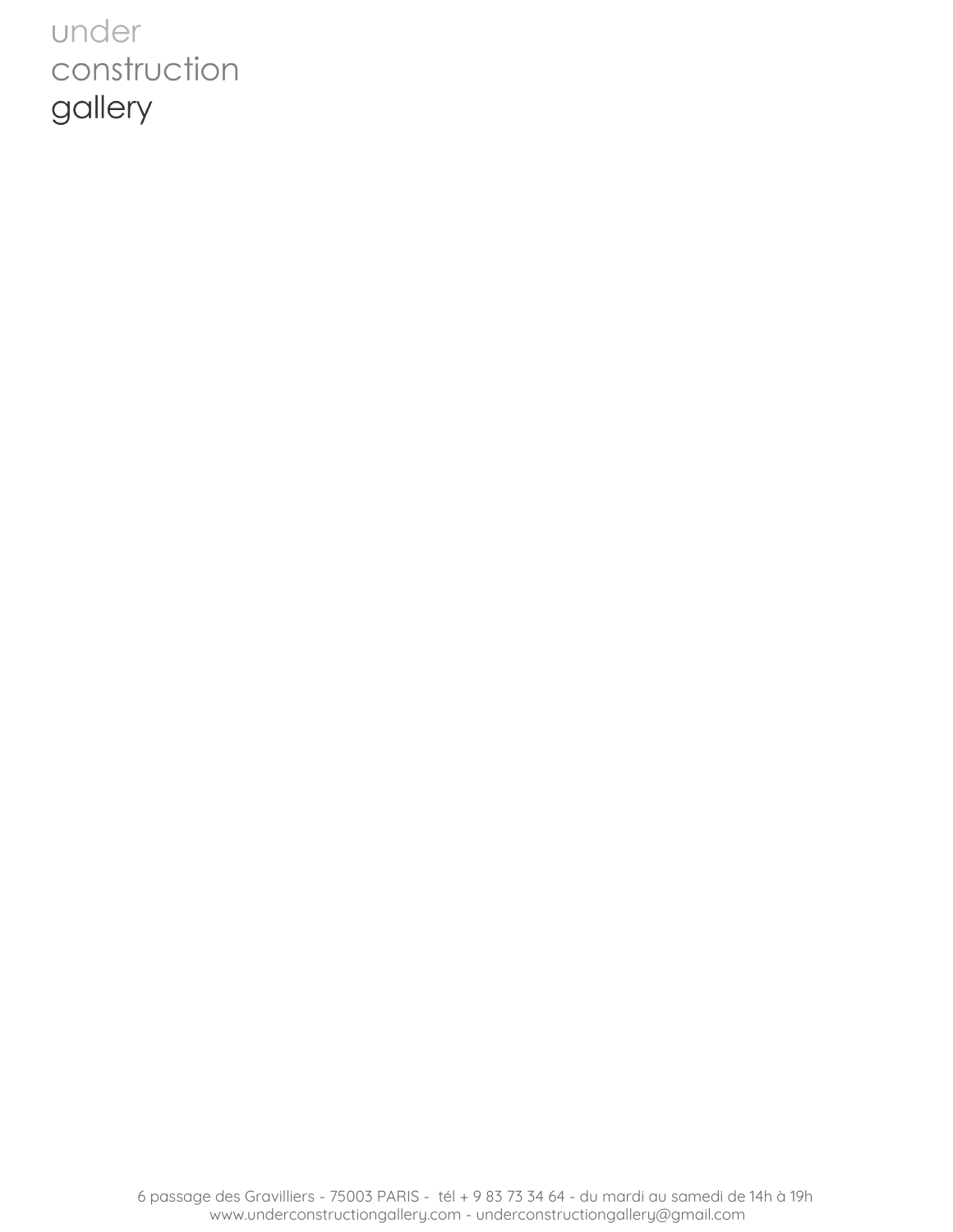under
construction
gallery

6 passage des Gravilliers - 75003 PARIS - tél + 9 83 73 34 64 - du mardi au samedi de 14h à 19h
www.underconstructiongallery.com - underconstructiongallery@gmail.com